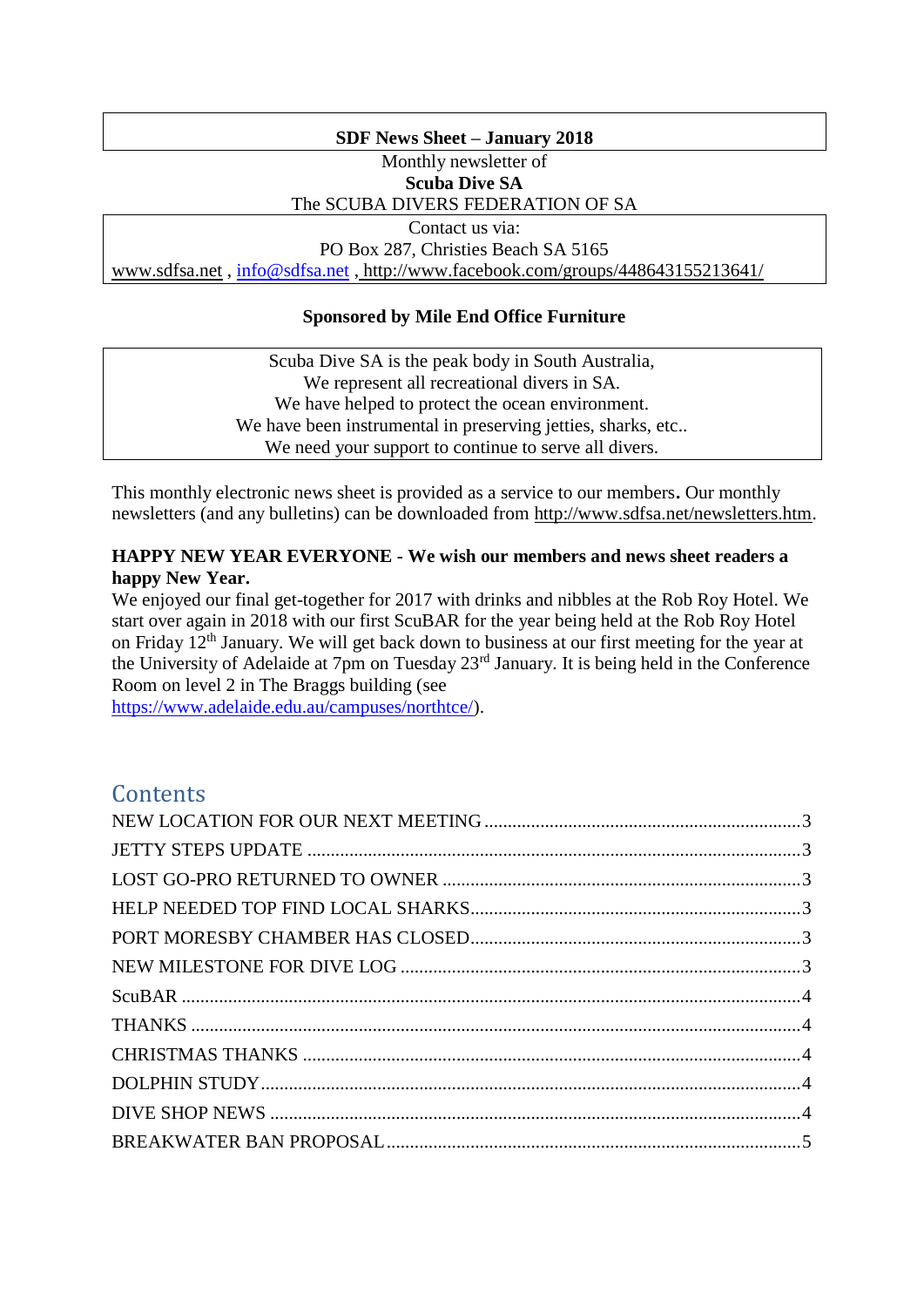**SDF News Sheet – January 2018**

Monthly newsletter of

**Scuba Dive SA**

The SCUBA DIVERS FEDERATION OF SA

Contact us via:

PO Box 287, Christies Beach SA 5165

www.sdfsa.net , info@sdfsa.net , http://www.facebook.com/groups/448643155213641/

**Sponsored by Mile End Office Furniture**

Scuba Dive SA is the peak body in South Australia,
We represent all recreational divers in SA.
We have helped to protect the ocean environment.
We have been instrumental in preserving jetties, sharks, etc..
We need your support to continue to serve all divers.

This monthly electronic news sheet is provided as a service to our members**.** Our monthly newsletters (and any bulletins) can be downloaded from http://www.sdfsa.net/newsletters.htm.

**HAPPY NEW YEAR EVERYONE - We wish our members and news sheet readers a happy New Year.**

We enjoyed our final get-together for 2017 with drinks and nibbles at the Rob Roy Hotel. We start over again in 2018 with our first ScuBAR for the year being held at the Rob Roy Hotel on Friday 12th January. We will get back down to business at our first meeting for the year at the University of Adelaide at 7pm on Tuesday 23rd January. It is being held in the Conference Room on level 2 in The Braggs building (see https://www.adelaide.edu.au/campuses/northtce/).

## Contents

- NEW LOCATION FOR OUR NEXT MEETING .... 3
- JETTY STEPS UPDATE .... 3
- LOST GO-PRO RETURNED TO OWNER .... 3
- HELP NEEDED TOP FIND LOCAL SHARKS .... 3
- PORT MORESBY CHAMBER HAS CLOSED .... 3
- NEW MILESTONE FOR DIVE LOG .... 3
- ScuBAR .... 4
- THANKS .... 4
- CHRISTMAS THANKS .... 4
- DOLPHIN STUDY .... 4
- DIVE SHOP NEWS .... 4
- BREAKWATER BAN PROPOSAL .... 5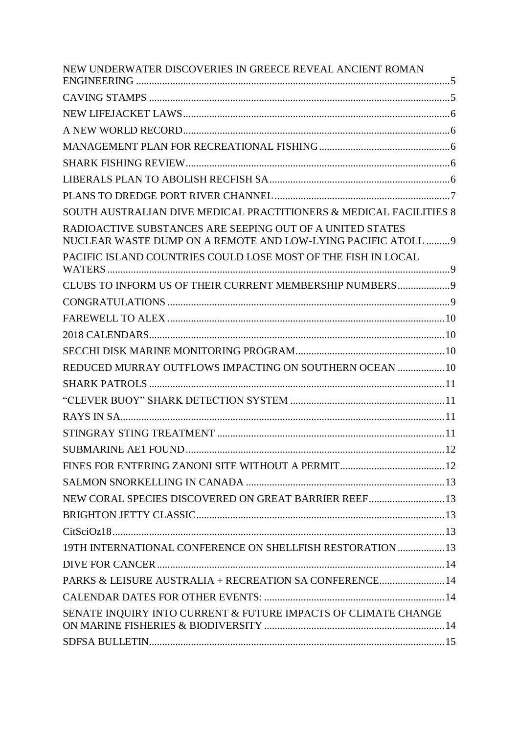- NEW UNDERWATER DISCOVERIES IN GREECE REVEAL ANCIENT ROMAN ENGINEERING ..... 5
- CAVING STAMPS ..... 5
- NEW LIFEJACKET LAWS ..... 6
- A NEW WORLD RECORD ..... 6
- MANAGEMENT PLAN FOR RECREATIONAL FISHING ..... 6
- SHARK FISHING REVIEW ..... 6
- LIBERALS PLAN TO ABOLISH RECFISH SA ..... 6
- PLANS TO DREDGE PORT RIVER CHANNEL ..... 7
- SOUTH AUSTRALIAN DIVE MEDICAL PRACTITIONERS & MEDICAL FACILITIES 8
- RADIOACTIVE SUBSTANCES ARE SEEPING OUT OF A UNITED STATES NUCLEAR WASTE DUMP ON A REMOTE AND LOW-LYING PACIFIC ATOLL ..... 9
- PACIFIC ISLAND COUNTRIES COULD LOSE MOST OF THE FISH IN LOCAL WATERS ..... 9
- CLUBS TO INFORM US OF THEIR CURRENT MEMBERSHIP NUMBERS ..... 9
- CONGRATULATIONS ..... 9
- FAREWELL TO ALEX ..... 10
- 2018 CALENDARS ..... 10
- SECCHI DISK MARINE MONITORING PROGRAM ..... 10
- REDUCED MURRAY OUTFLOWS IMPACTING ON SOUTHERN OCEAN ..... 10
- SHARK PATROLS ..... 11
- "CLEVER BUOY" SHARK DETECTION SYSTEM ..... 11
- RAYS IN SA ..... 11
- STINGRAY STING TREATMENT ..... 11
- SUBMARINE AE1 FOUND ..... 12
- FINES FOR ENTERING ZANONI SITE WITHOUT A PERMIT ..... 12
- SALMON SNORKELLING IN CANADA ..... 13
- NEW CORAL SPECIES DISCOVERED ON GREAT BARRIER REEF ..... 13
- BRIGHTON JETTY CLASSIC ..... 13
- CitSciOz18 ..... 13
- 19TH INTERNATIONAL CONFERENCE ON SHELLFISH RESTORATION ..... 13
- DIVE FOR CANCER ..... 14
- PARKS & LEISURE AUSTRALIA + RECREATION SA CONFERENCE ..... 14
- CALENDAR DATES FOR OTHER EVENTS: ..... 14
- SENATE INQUIRY INTO CURRENT & FUTURE IMPACTS OF CLIMATE CHANGE ON MARINE FISHERIES & BIODIVERSITY ..... 14
- SDFSA BULLETIN ..... 15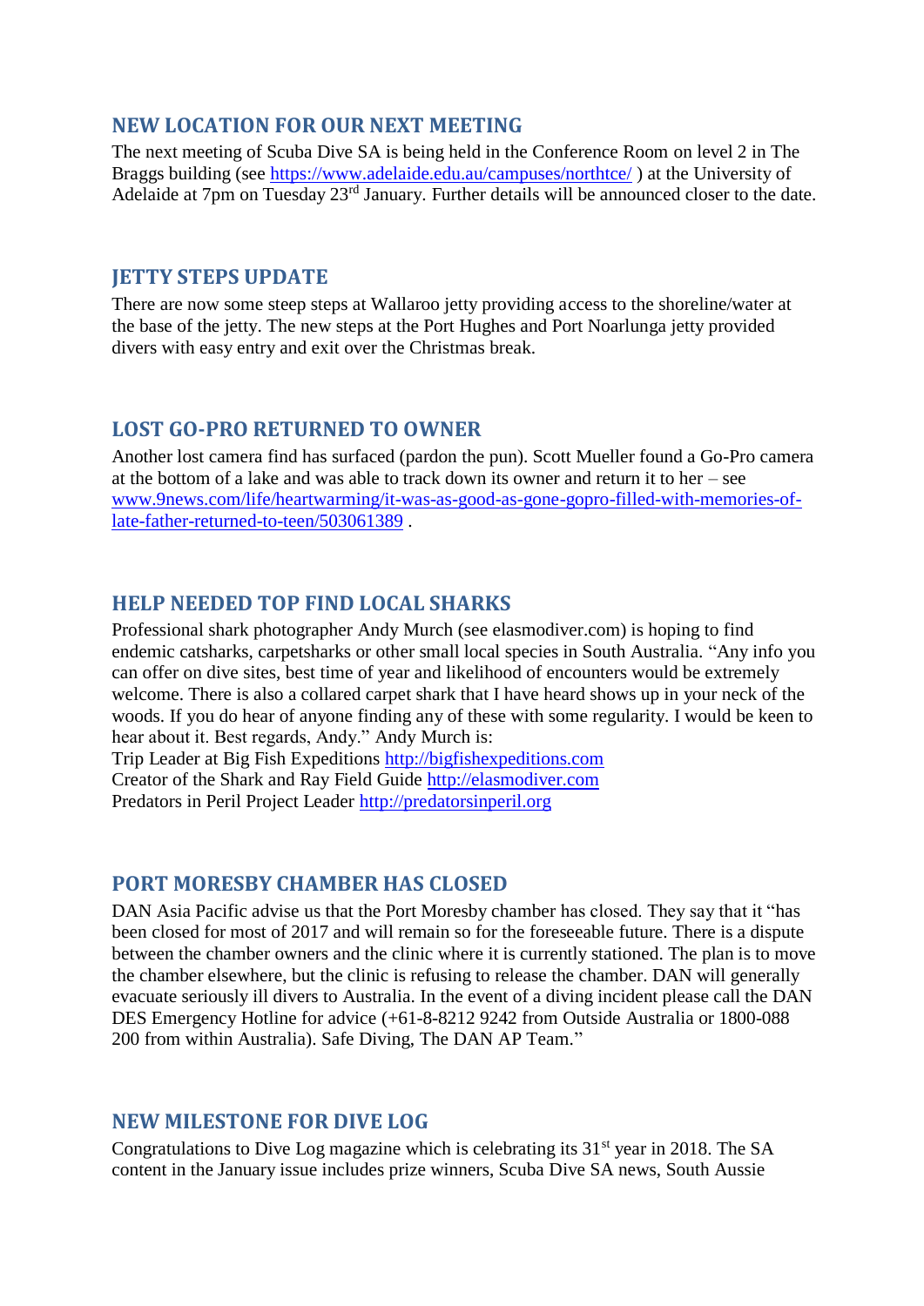## NEW LOCATION FOR OUR NEXT MEETING

The next meeting of Scuba Dive SA is being held in the Conference Room on level 2 in The Braggs building (see https://www.adelaide.edu.au/campuses/northtce/ ) at the University of Adelaide at 7pm on Tuesday 23rd January. Further details will be announced closer to the date.

## JETTY STEPS UPDATE

There are now some steep steps at Wallaroo jetty providing access to the shoreline/water at the base of the jetty. The new steps at the Port Hughes and Port Noarlunga jetty provided divers with easy entry and exit over the Christmas break.

## LOST GO-PRO RETURNED TO OWNER

Another lost camera find has surfaced (pardon the pun). Scott Mueller found a Go-Pro camera at the bottom of a lake and was able to track down its owner and return it to her – see www.9news.com/life/heartwarming/it-was-as-good-as-gone-gopro-filled-with-memories-of-late-father-returned-to-teen/503061389 .

## HELP NEEDED TOP FIND LOCAL SHARKS

Professional shark photographer Andy Murch (see elasmodiver.com) is hoping to find endemic catsharks, carpetsharks or other small local species in South Australia. "Any info you can offer on dive sites, best time of year and likelihood of encounters would be extremely welcome. There is also a collared carpet shark that I have heard shows up in your neck of the woods. If you do hear of anyone finding any of these with some regularity. I would be keen to hear about it. Best regards, Andy." Andy Murch is:
Trip Leader at Big Fish Expeditions http://bigfishexpeditions.com
Creator of the Shark and Ray Field Guide http://elasmodiver.com
Predators in Peril Project Leader http://predatorsinperil.org

## PORT MORESBY CHAMBER HAS CLOSED

DAN Asia Pacific advise us that the Port Moresby chamber has closed. They say that it "has been closed for most of 2017 and will remain so for the foreseeable future. There is a dispute between the chamber owners and the clinic where it is currently stationed. The plan is to move the chamber elsewhere, but the clinic is refusing to release the chamber. DAN will generally evacuate seriously ill divers to Australia. In the event of a diving incident please call the DAN DES Emergency Hotline for advice (+61-8-8212 9242 from Outside Australia or 1800-088 200 from within Australia). Safe Diving, The DAN AP Team."

## NEW MILESTONE FOR DIVE LOG

Congratulations to Dive Log magazine which is celebrating its 31st year in 2018. The SA content in the January issue includes prize winners, Scuba Dive SA news, South Aussie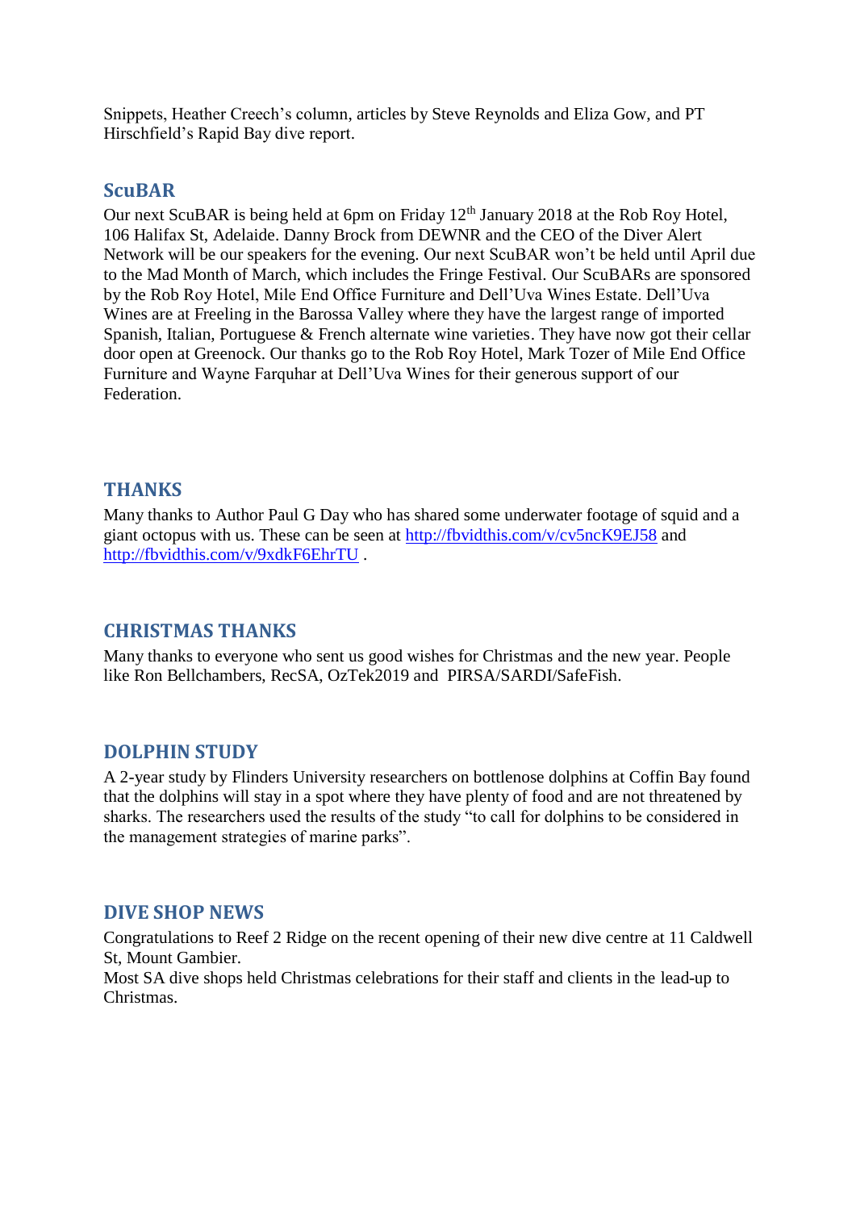Snippets, Heather Creech's column, articles by Steve Reynolds and Eliza Gow, and PT Hirschfield's Rapid Bay dive report.

## ScuBAR

Our next ScuBAR is being held at 6pm on Friday 12th January 2018 at the Rob Roy Hotel, 106 Halifax St, Adelaide. Danny Brock from DEWNR and the CEO of the Diver Alert Network will be our speakers for the evening. Our next ScuBAR won't be held until April due to the Mad Month of March, which includes the Fringe Festival. Our ScuBARs are sponsored by the Rob Roy Hotel, Mile End Office Furniture and Dell'Uva Wines Estate. Dell'Uva Wines are at Freeling in the Barossa Valley where they have the largest range of imported Spanish, Italian, Portuguese & French alternate wine varieties. They have now got their cellar door open at Greenock. Our thanks go to the Rob Roy Hotel, Mark Tozer of Mile End Office Furniture and Wayne Farquhar at Dell'Uva Wines for their generous support of our Federation.

## THANKS

Many thanks to Author Paul G Day who has shared some underwater footage of squid and a giant octopus with us. These can be seen at http://fbvidthis.com/v/cv5ncK9EJ58 and http://fbvidthis.com/v/9xdkF6EhrTU .

## CHRISTMAS THANKS

Many thanks to everyone who sent us good wishes for Christmas and the new year. People like Ron Bellchambers, RecSA, OzTek2019 and PIRSA/SARDI/SafeFish.

## DOLPHIN STUDY

A 2-year study by Flinders University researchers on bottlenose dolphins at Coffin Bay found that the dolphins will stay in a spot where they have plenty of food and are not threatened by sharks. The researchers used the results of the study "to call for dolphins to be considered in the management strategies of marine parks".

## DIVE SHOP NEWS

Congratulations to Reef 2 Ridge on the recent opening of their new dive centre at 11 Caldwell St, Mount Gambier.

Most SA dive shops held Christmas celebrations for their staff and clients in the lead-up to Christmas.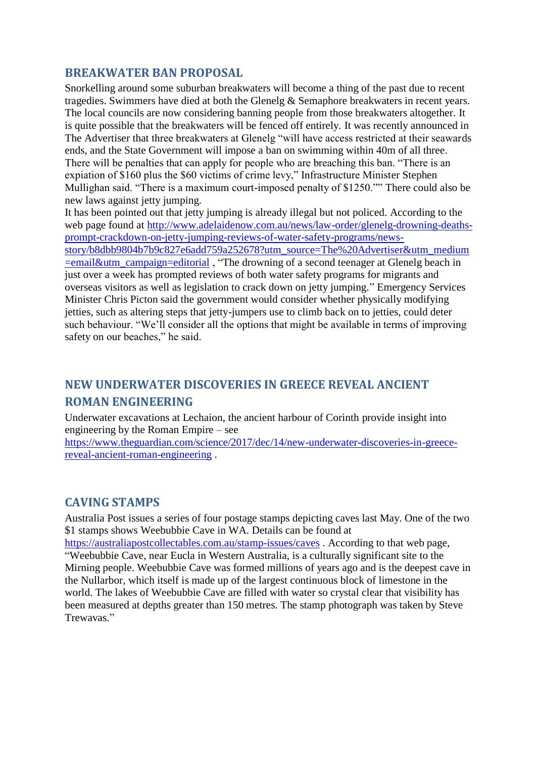## BREAKWATER BAN PROPOSAL

Snorkelling around some suburban breakwaters will become a thing of the past due to recent tragedies. Swimmers have died at both the Glenelg & Semaphore breakwaters in recent years. The local councils are now considering banning people from those breakwaters altogether. It is quite possible that the breakwaters will be fenced off entirely. It was recently announced in The Advertiser that three breakwaters at Glenelg "will have access restricted at their seawards ends, and the State Government will impose a ban on swimming within 40m of all three. There will be penalties that can apply for people who are breaching this ban. "There is an expiation of $160 plus the $60 victims of crime levy," Infrastructure Minister Stephen Mullighan said. "There is a maximum court-imposed penalty of $1250."" There could also be new laws against jetty jumping.

It has been pointed out that jetty jumping is already illegal but not policed. According to the web page found at http://www.adelaidenow.com.au/news/law-order/glenelg-drowning-deaths-prompt-crackdown-on-jetty-jumping-reviews-of-water-safety-programs/news-story/b8dbb9804b7b9c827e6add759a252678?utm_source=The%20Advertiser&utm_medium=email&utm_campaign=editorial , "The drowning of a second teenager at Glenelg beach in just over a week has prompted reviews of both water safety programs for migrants and overseas visitors as well as legislation to crack down on jetty jumping." Emergency Services Minister Chris Picton said the government would consider whether physically modifying jetties, such as altering steps that jetty-jumpers use to climb back on to jetties, could deter such behaviour. "We'll consider all the options that might be available in terms of improving safety on our beaches," he said.

## NEW UNDERWATER DISCOVERIES IN GREECE REVEAL ANCIENT ROMAN ENGINEERING

Underwater excavations at Lechaion, the ancient harbour of Corinth provide insight into engineering by the Roman Empire – see https://www.theguardian.com/science/2017/dec/14/new-underwater-discoveries-in-greece-reveal-ancient-roman-engineering .

## CAVING STAMPS

Australia Post issues a series of four postage stamps depicting caves last May. One of the two $1 stamps shows Weebubbie Cave in WA. Details can be found at https://australiapostcollectables.com.au/stamp-issues/caves . According to that web page, "Weebubbie Cave, near Eucla in Western Australia, is a culturally significant site to the Mirning people. Weebubbie Cave was formed millions of years ago and is the deepest cave in the Nullarbor, which itself is made up of the largest continuous block of limestone in the world. The lakes of Weebubbie Cave are filled with water so crystal clear that visibility has been measured at depths greater than 150 metres. The stamp photograph was taken by Steve Trewavas."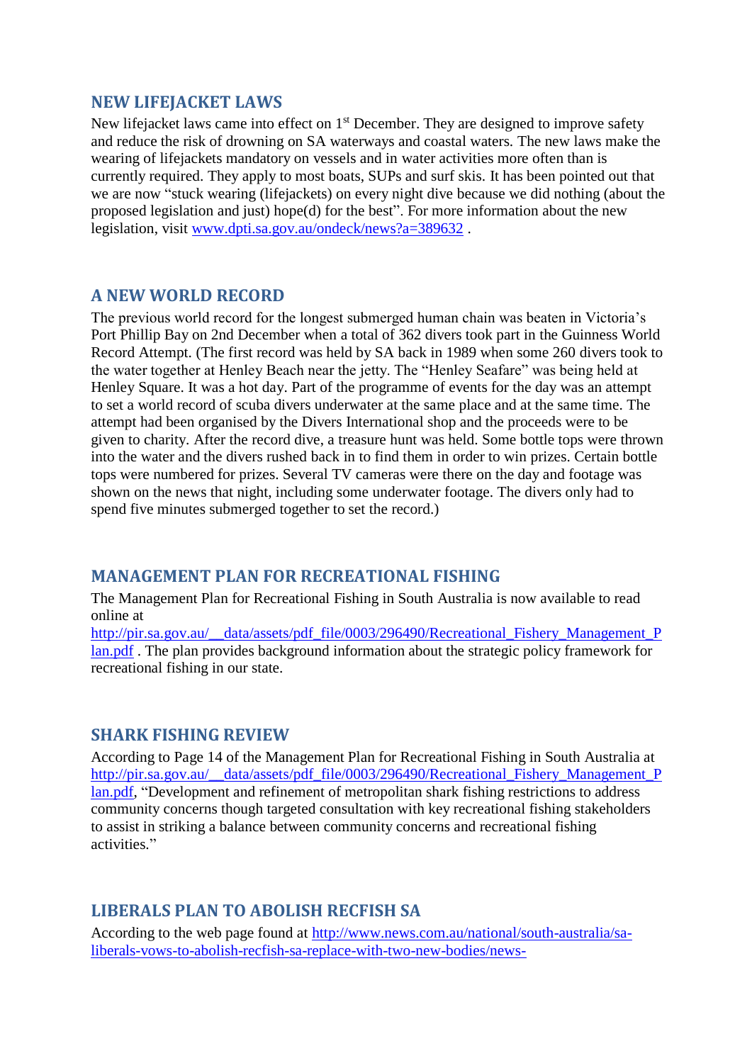## NEW LIFEJACKET LAWS

New lifejacket laws came into effect on 1st December. They are designed to improve safety and reduce the risk of drowning on SA waterways and coastal waters. The new laws make the wearing of lifejackets mandatory on vessels and in water activities more often than is currently required. They apply to most boats, SUPs and surf skis. It has been pointed out that we are now "stuck wearing (lifejackets) on every night dive because we did nothing (about the proposed legislation and just) hope(d) for the best". For more information about the new legislation, visit www.dpti.sa.gov.au/ondeck/news?a=389632 .

## A NEW WORLD RECORD

The previous world record for the longest submerged human chain was beaten in Victoria's Port Phillip Bay on 2nd December when a total of 362 divers took part in the Guinness World Record Attempt. (The first record was held by SA back in 1989 when some 260 divers took to the water together at Henley Beach near the jetty. The "Henley Seafare" was being held at Henley Square. It was a hot day. Part of the programme of events for the day was an attempt to set a world record of scuba divers underwater at the same place and at the same time. The attempt had been organised by the Divers International shop and the proceeds were to be given to charity. After the record dive, a treasure hunt was held. Some bottle tops were thrown into the water and the divers rushed back in to find them in order to win prizes. Certain bottle tops were numbered for prizes. Several TV cameras were there on the day and footage was shown on the news that night, including some underwater footage. The divers only had to spend five minutes submerged together to set the record.)

## MANAGEMENT PLAN FOR RECREATIONAL FISHING

The Management Plan for Recreational Fishing in South Australia is now available to read online at http://pir.sa.gov.au/__data/assets/pdf_file/0003/296490/Recreational_Fishery_Management_Plan.pdf . The plan provides background information about the strategic policy framework for recreational fishing in our state.

## SHARK FISHING REVIEW

According to Page 14 of the Management Plan for Recreational Fishing in South Australia at http://pir.sa.gov.au/__data/assets/pdf_file/0003/296490/Recreational_Fishery_Management_Plan.pdf, "Development and refinement of metropolitan shark fishing restrictions to address community concerns though targeted consultation with key recreational fishing stakeholders to assist in striking a balance between community concerns and recreational fishing activities."

## LIBERALS PLAN TO ABOLISH RECFISH SA

According to the web page found at http://www.news.com.au/national/south-australia/sa-liberals-vows-to-abolish-recfish-sa-replace-with-two-new-bodies/news-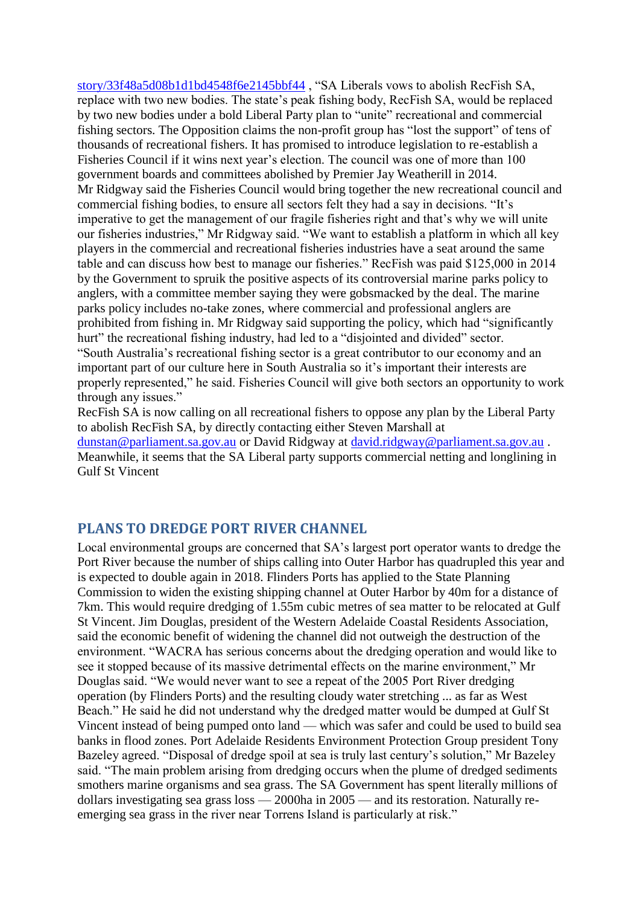story/33f48a5d08b1d1bd4548f6e2145bbf44 , "SA Liberals vows to abolish RecFish SA, replace with two new bodies. The state's peak fishing body, RecFish SA, would be replaced by two new bodies under a bold Liberal Party plan to "unite" recreational and commercial fishing sectors. The Opposition claims the non-profit group has "lost the support" of tens of thousands of recreational fishers. It has promised to introduce legislation to re-establish a Fisheries Council if it wins next year's election. The council was one of more than 100 government boards and committees abolished by Premier Jay Weatherill in 2014.
Mr Ridgway said the Fisheries Council would bring together the new recreational council and commercial fishing bodies, to ensure all sectors felt they had a say in decisions. "It's imperative to get the management of our fragile fisheries right and that's why we will unite our fisheries industries," Mr Ridgway said. "We want to establish a platform in which all key players in the commercial and recreational fisheries industries have a seat around the same table and can discuss how best to manage our fisheries." RecFish was paid $125,000 in 2014 by the Government to spruik the positive aspects of its controversial marine parks policy to anglers, with a committee member saying they were gobsmacked by the deal. The marine parks policy includes no-take zones, where commercial and professional anglers are prohibited from fishing in. Mr Ridgway said supporting the policy, which had "significantly hurt" the recreational fishing industry, had led to a "disjointed and divided" sector.
"South Australia's recreational fishing sector is a great contributor to our economy and an important part of our culture here in South Australia so it's important their interests are properly represented," he said. Fisheries Council will give both sectors an opportunity to work through any issues."
RecFish SA is now calling on all recreational fishers to oppose any plan by the Liberal Party to abolish RecFish SA, by directly contacting either Steven Marshall at dunstan@parliament.sa.gov.au or David Ridgway at david.ridgway@parliament.sa.gov.au .
Meanwhile, it seems that the SA Liberal party supports commercial netting and longlining in Gulf St Vincent

## PLANS TO DREDGE PORT RIVER CHANNEL

Local environmental groups are concerned that SA's largest port operator wants to dredge the Port River because the number of ships calling into Outer Harbor has quadrupled this year and is expected to double again in 2018. Flinders Ports has applied to the State Planning Commission to widen the existing shipping channel at Outer Harbor by 40m for a distance of 7km. This would require dredging of 1.55m cubic metres of sea matter to be relocated at Gulf St Vincent. Jim Douglas, president of the Western Adelaide Coastal Residents Association, said the economic benefit of widening the channel did not outweigh the destruction of the environment. "WACRA has serious concerns about the dredging operation and would like to see it stopped because of its massive detrimental effects on the marine environment," Mr Douglas said. "We would never want to see a repeat of the 2005 Port River dredging operation (by Flinders Ports) and the resulting cloudy water stretching ... as far as West Beach." He said he did not understand why the dredged matter would be dumped at Gulf St Vincent instead of being pumped onto land — which was safer and could be used to build sea banks in flood zones. Port Adelaide Residents Environment Protection Group president Tony Bazeley agreed. "Disposal of dredge spoil at sea is truly last century's solution," Mr Bazeley said. "The main problem arising from dredging occurs when the plume of dredged sediments smothers marine organisms and sea grass. The SA Government has spent literally millions of dollars investigating sea grass loss — 2000ha in 2005 — and its restoration. Naturally re-emerging sea grass in the river near Torrens Island is particularly at risk."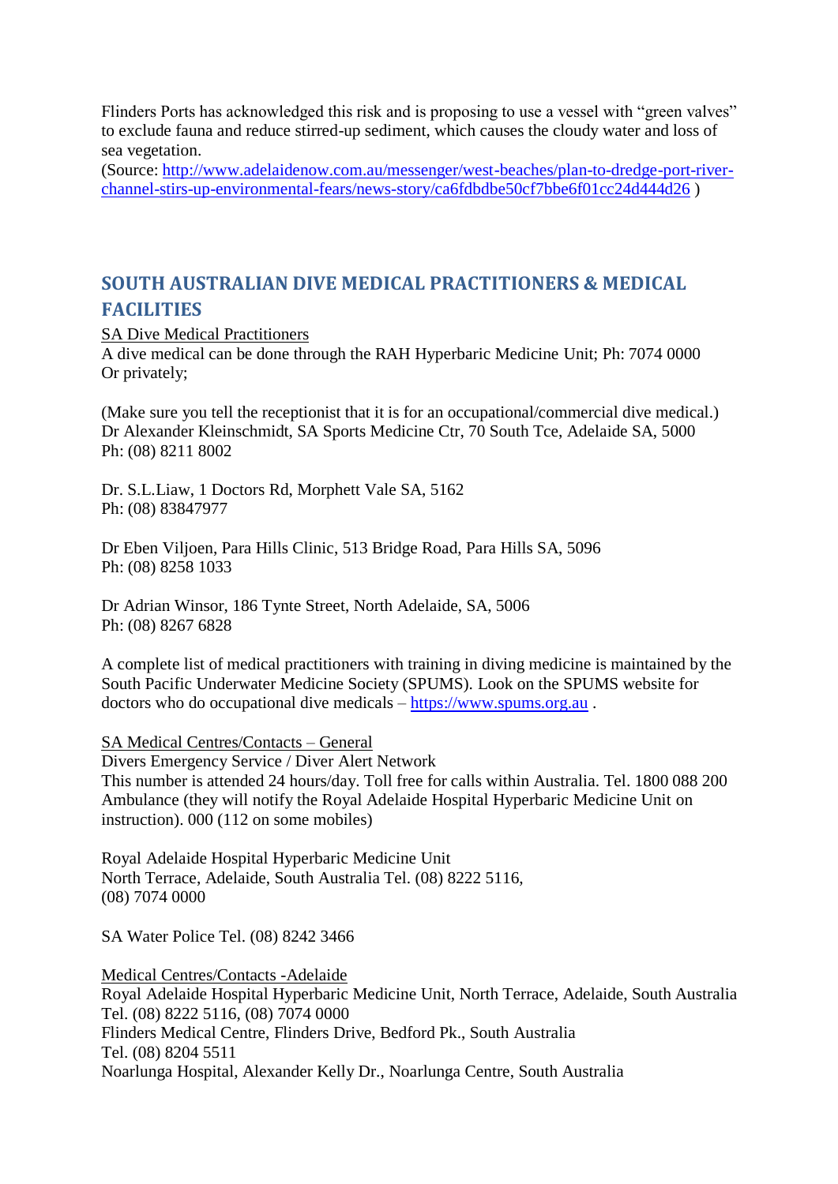Flinders Ports has acknowledged this risk and is proposing to use a vessel with "green valves" to exclude fauna and reduce stirred-up sediment, which causes the cloudy water and loss of sea vegetation.
(Source: [http://www.adelaidenow.com.au/messenger/west-beaches/plan-to-dredge-port-river-channel-stirs-up-environmental-fears/news-story/ca6fdbdbe50cf7bbe6f01cc24d444d26](http://www.adelaidenow.com.au/messenger/west-beaches/plan-to-dredge-port-river-channel-stirs-up-environmental-fears/news-story/ca6fdbdbe50cf7bbe6f01cc24d444d26) )

## SOUTH AUSTRALIAN DIVE MEDICAL PRACTITIONERS & MEDICAL FACILITIES

SA Dive Medical Practitioners
A dive medical can be done through the RAH Hyperbaric Medicine Unit; Ph: 7074 0000
Or privately;

(Make sure you tell the receptionist that it is for an occupational/commercial dive medical.)
Dr Alexander Kleinschmidt, SA Sports Medicine Ctr, 70 South Tce, Adelaide SA, 5000
Ph: (08) 8211 8002

Dr. S.L.Liaw, 1 Doctors Rd, Morphett Vale SA, 5162
Ph: (08) 83847977

Dr Eben Viljoen, Para Hills Clinic, 513 Bridge Road, Para Hills SA, 5096
Ph: (08) 8258 1033

Dr Adrian Winsor, 186 Tynte Street, North Adelaide, SA, 5006
Ph: (08) 8267 6828

A complete list of medical practitioners with training in diving medicine is maintained by the South Pacific Underwater Medicine Society (SPUMS). Look on the SPUMS website for doctors who do occupational dive medicals – [https://www.spums.org.au](https://www.spums.org.au) .

SA Medical Centres/Contacts – General
Divers Emergency Service / Diver Alert Network
This number is attended 24 hours/day. Toll free for calls within Australia. Tel. 1800 088 200
Ambulance (they will notify the Royal Adelaide Hospital Hyperbaric Medicine Unit on instruction). 000 (112 on some mobiles)

Royal Adelaide Hospital Hyperbaric Medicine Unit
North Terrace, Adelaide, South Australia Tel. (08) 8222 5116,
(08) 7074 0000

SA Water Police Tel. (08) 8242 3466

Medical Centres/Contacts -Adelaide
Royal Adelaide Hospital Hyperbaric Medicine Unit, North Terrace, Adelaide, South Australia
Tel. (08) 8222 5116, (08) 7074 0000
Flinders Medical Centre, Flinders Drive, Bedford Pk., South Australia
Tel. (08) 8204 5511
Noarlunga Hospital, Alexander Kelly Dr., Noarlunga Centre, South Australia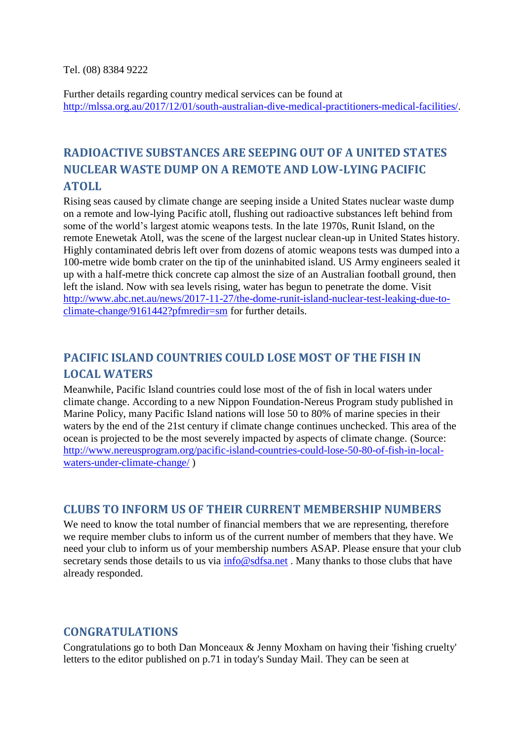Tel. (08) 8384 9222

Further details regarding country medical services can be found at http://mlssa.org.au/2017/12/01/south-australian-dive-medical-practitioners-medical-facilities/.

## RADIOACTIVE SUBSTANCES ARE SEEPING OUT OF A UNITED STATES NUCLEAR WASTE DUMP ON A REMOTE AND LOW-LYING PACIFIC ATOLL

Rising seas caused by climate change are seeping inside a United States nuclear waste dump on a remote and low-lying Pacific atoll, flushing out radioactive substances left behind from some of the world's largest atomic weapons tests. In the late 1970s, Runit Island, on the remote Enewetak Atoll, was the scene of the largest nuclear clean-up in United States history. Highly contaminated debris left over from dozens of atomic weapons tests was dumped into a 100-metre wide bomb crater on the tip of the uninhabited island. US Army engineers sealed it up with a half-metre thick concrete cap almost the size of an Australian football ground, then left the island. Now with sea levels rising, water has begun to penetrate the dome. Visit http://www.abc.net.au/news/2017-11-27/the-dome-runit-island-nuclear-test-leaking-due-to-climate-change/9161442?pfmredir=sm for further details.

## PACIFIC ISLAND COUNTRIES COULD LOSE MOST OF THE FISH IN LOCAL WATERS

Meanwhile, Pacific Island countries could lose most of the of fish in local waters under climate change. According to a new Nippon Foundation-Nereus Program study published in Marine Policy, many Pacific Island nations will lose 50 to 80% of marine species in their waters by the end of the 21st century if climate change continues unchecked. This area of the ocean is projected to be the most severely impacted by aspects of climate change. (Source: http://www.nereusprogram.org/pacific-island-countries-could-lose-50-80-of-fish-in-local-waters-under-climate-change/ )

## CLUBS TO INFORM US OF THEIR CURRENT MEMBERSHIP NUMBERS

We need to know the total number of financial members that we are representing, therefore we require member clubs to inform us of the current number of members that they have. We need your club to inform us of your membership numbers ASAP. Please ensure that your club secretary sends those details to us via info@sdfsa.net . Many thanks to those clubs that have already responded.

## CONGRATULATIONS

Congratulations go to both Dan Monceaux & Jenny Moxham on having their 'fishing cruelty' letters to the editor published on p.71 in today's Sunday Mail. They can be seen at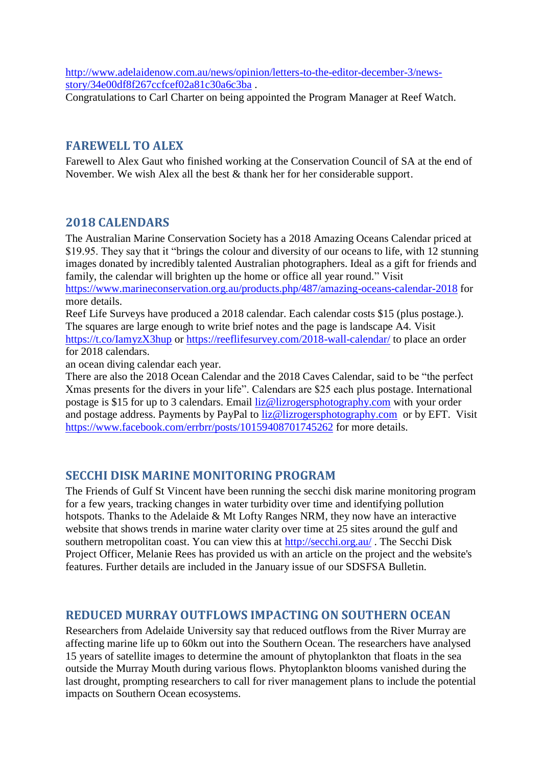http://www.adelaidenow.com.au/news/opinion/letters-to-the-editor-december-3/news-story/34e00df8f267ccfcef02a81c30a6c3ba .

Congratulations to Carl Charter on being appointed the Program Manager at Reef Watch.

## FAREWELL TO ALEX

Farewell to Alex Gaut who finished working at the Conservation Council of SA at the end of November. We wish Alex all the best & thank her for her considerable support.

## 2018 CALENDARS

The Australian Marine Conservation Society has a 2018 Amazing Oceans Calendar priced at $19.95. They say that it "brings the colour and diversity of our oceans to life, with 12 stunning images donated by incredibly talented Australian photographers. Ideal as a gift for friends and family, the calendar will brighten up the home or office all year round." Visit https://www.marineconservation.org.au/products.php/487/amazing-oceans-calendar-2018 for more details.

Reef Life Surveys have produced a 2018 calendar. Each calendar costs $15 (plus postage.). The squares are large enough to write brief notes and the page is landscape A4. Visit https://t.co/IamyzX3hup or https://reeflifesurvey.com/2018-wall-calendar/ to place an order for 2018 calendars.

an ocean diving calendar each year.

There are also the 2018 Ocean Calendar and the 2018 Caves Calendar, said to be "the perfect Xmas presents for the divers in your life". Calendars are $25 each plus postage. International postage is $15 for up to 3 calendars. Email liz@lizrogersphotography.com with your order and postage address. Payments by PayPal to liz@lizrogersphotography.com or by EFT. Visit https://www.facebook.com/errbrr/posts/10159408701745262 for more details.

## SECCHI DISK MARINE MONITORING PROGRAM

The Friends of Gulf St Vincent have been running the secchi disk marine monitoring program for a few years, tracking changes in water turbidity over time and identifying pollution hotspots. Thanks to the Adelaide & Mt Lofty Ranges NRM, they now have an interactive website that shows trends in marine water clarity over time at 25 sites around the gulf and southern metropolitan coast. You can view this at http://secchi.org.au/ . The Secchi Disk Project Officer, Melanie Rees has provided us with an article on the project and the website's features. Further details are included in the January issue of our SDSFSA Bulletin.

## REDUCED MURRAY OUTFLOWS IMPACTING ON SOUTHERN OCEAN

Researchers from Adelaide University say that reduced outflows from the River Murray are affecting marine life up to 60km out into the Southern Ocean. The researchers have analysed 15 years of satellite images to determine the amount of phytoplankton that floats in the sea outside the Murray Mouth during various flows. Phytoplankton blooms vanished during the last drought, prompting researchers to call for river management plans to include the potential impacts on Southern Ocean ecosystems.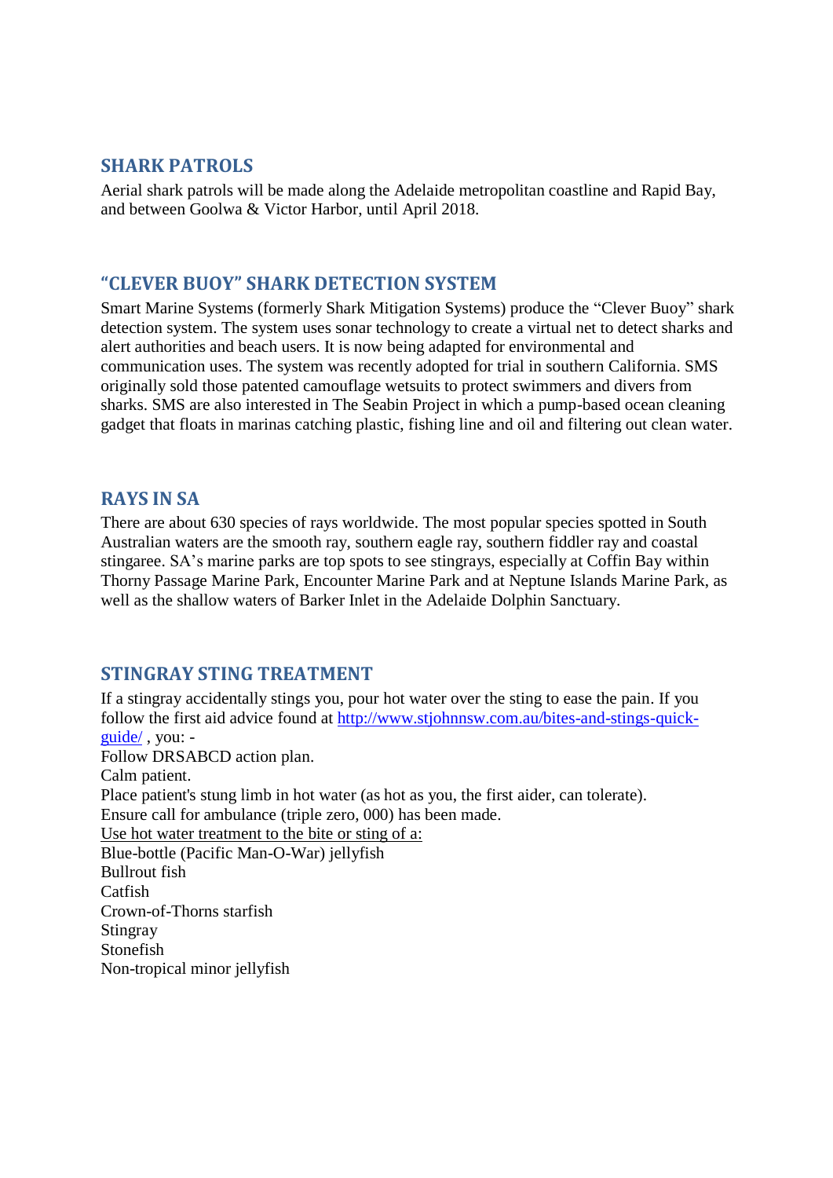## SHARK PATROLS

Aerial shark patrols will be made along the Adelaide metropolitan coastline and Rapid Bay, and between Goolwa & Victor Harbor, until April 2018.

## "CLEVER BUOY" SHARK DETECTION SYSTEM

Smart Marine Systems (formerly Shark Mitigation Systems) produce the "Clever Buoy" shark detection system. The system uses sonar technology to create a virtual net to detect sharks and alert authorities and beach users. It is now being adapted for environmental and communication uses. The system was recently adopted for trial in southern California. SMS originally sold those patented camouflage wetsuits to protect swimmers and divers from sharks. SMS are also interested in The Seabin Project in which a pump-based ocean cleaning gadget that floats in marinas catching plastic, fishing line and oil and filtering out clean water.

## RAYS IN SA

There are about 630 species of rays worldwide. The most popular species spotted in South Australian waters are the smooth ray, southern eagle ray, southern fiddler ray and coastal stingaree. SA's marine parks are top spots to see stingrays, especially at Coffin Bay within Thorny Passage Marine Park, Encounter Marine Park and at Neptune Islands Marine Park, as well as the shallow waters of Barker Inlet in the Adelaide Dolphin Sanctuary.

## STINGRAY STING TREATMENT

If a stingray accidentally stings you, pour hot water over the sting to ease the pain. If you follow the first aid advice found at [http://www.stjohnnsw.com.au/bites-and-stings-quick-guide/](http://www.stjohnnsw.com.au/bites-and-stings-quick-guide/) , you: -

Follow DRSABCD action plan.
Calm patient.
Place patient's stung limb in hot water (as hot as you, the first aider, can tolerate).
Ensure call for ambulance (triple zero, 000) has been made.

<u>Use hot water treatment to the bite or sting of a:</u>

Blue-bottle (Pacific Man-O-War) jellyfish
Bullrout fish
Catfish
Crown-of-Thorns starfish
Stingray
Stonefish
Non-tropical minor jellyfish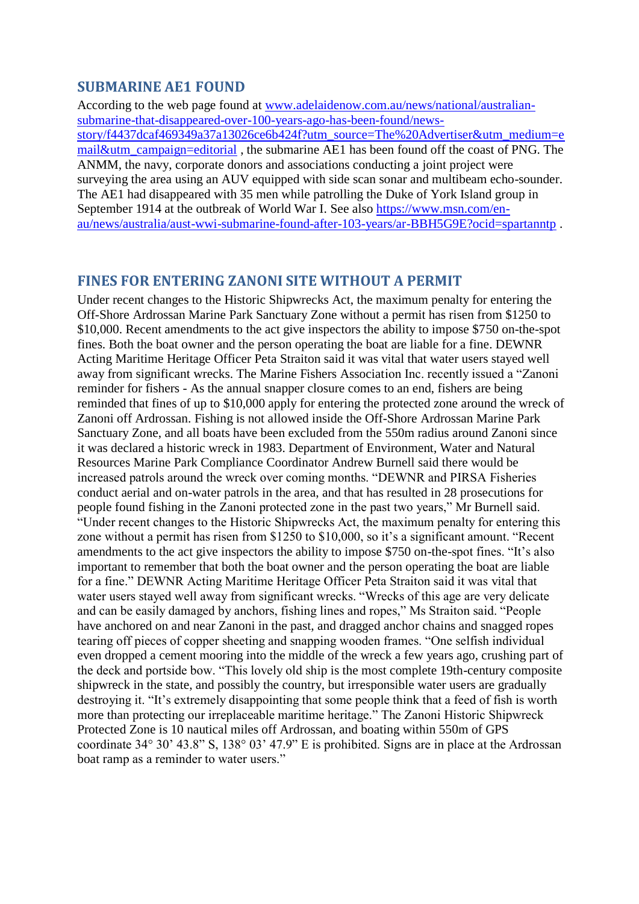## SUBMARINE AE1 FOUND

According to the web page found at www.adelaidenow.com.au/news/national/australian-submarine-that-disappeared-over-100-years-ago-has-been-found/news-story/f4437dcaf469349a37a13026ce6b424f?utm_source=The%20Advertiser&utm_medium=email&utm_campaign=editorial , the submarine AE1 has been found off the coast of PNG. The ANMM, the navy, corporate donors and associations conducting a joint project were surveying the area using an AUV equipped with side scan sonar and multibeam echo-sounder. The AE1 had disappeared with 35 men while patrolling the Duke of York Island group in September 1914 at the outbreak of World War I. See also https://www.msn.com/en-au/news/australia/aust-wwi-submarine-found-after-103-years/ar-BBH5G9E?ocid=spartanntp .

## FINES FOR ENTERING ZANONI SITE WITHOUT A PERMIT

Under recent changes to the Historic Shipwrecks Act, the maximum penalty for entering the Off-Shore Ardrossan Marine Park Sanctuary Zone without a permit has risen from $1250 to $10,000. Recent amendments to the act give inspectors the ability to impose $750 on-the-spot fines. Both the boat owner and the person operating the boat are liable for a fine. DEWNR Acting Maritime Heritage Officer Peta Straiton said it was vital that water users stayed well away from significant wrecks. The Marine Fishers Association Inc. recently issued a "Zanoni reminder for fishers - As the annual snapper closure comes to an end, fishers are being reminded that fines of up to $10,000 apply for entering the protected zone around the wreck of Zanoni off Ardrossan. Fishing is not allowed inside the Off-Shore Ardrossan Marine Park Sanctuary Zone, and all boats have been excluded from the 550m radius around Zanoni since it was declared a historic wreck in 1983. Department of Environment, Water and Natural Resources Marine Park Compliance Coordinator Andrew Burnell said there would be increased patrols around the wreck over coming months. "DEWNR and PIRSA Fisheries conduct aerial and on-water patrols in the area, and that has resulted in 28 prosecutions for people found fishing in the Zanoni protected zone in the past two years," Mr Burnell said. "Under recent changes to the Historic Shipwrecks Act, the maximum penalty for entering this zone without a permit has risen from $1250 to $10,000, so it's a significant amount. "Recent amendments to the act give inspectors the ability to impose $750 on-the-spot fines. "It's also important to remember that both the boat owner and the person operating the boat are liable for a fine." DEWNR Acting Maritime Heritage Officer Peta Straiton said it was vital that water users stayed well away from significant wrecks. "Wrecks of this age are very delicate and can be easily damaged by anchors, fishing lines and ropes," Ms Straiton said. "People have anchored on and near Zanoni in the past, and dragged anchor chains and snagged ropes tearing off pieces of copper sheeting and snapping wooden frames. "One selfish individual even dropped a cement mooring into the middle of the wreck a few years ago, crushing part of the deck and portside bow. "This lovely old ship is the most complete 19th-century composite shipwreck in the state, and possibly the country, but irresponsible water users are gradually destroying it. "It's extremely disappointing that some people think that a feed of fish is worth more than protecting our irreplaceable maritime heritage." The Zanoni Historic Shipwreck Protected Zone is 10 nautical miles off Ardrossan, and boating within 550m of GPS coordinate 34° 30' 43.8" S, 138° 03' 47.9" E is prohibited. Signs are in place at the Ardrossan boat ramp as a reminder to water users."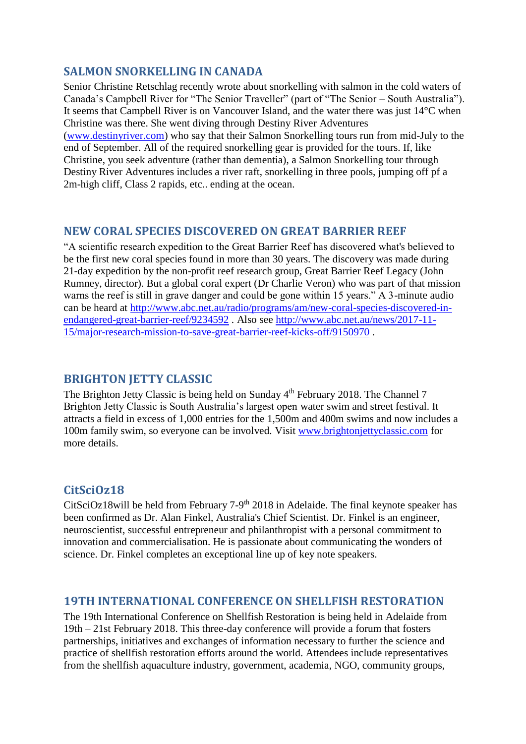## SALMON SNORKELLING IN CANADA

Senior Christine Retschlag recently wrote about snorkelling with salmon in the cold waters of Canada's Campbell River for "The Senior Traveller" (part of "The Senior – South Australia"). It seems that Campbell River is on Vancouver Island, and the water there was just 14°C when Christine was there. She went diving through Destiny River Adventures (www.destinyriver.com) who say that their Salmon Snorkelling tours run from mid-July to the end of September. All of the required snorkelling gear is provided for the tours. If, like Christine, you seek adventure (rather than dementia), a Salmon Snorkelling tour through Destiny River Adventures includes a river raft, snorkelling in three pools, jumping off pf a 2m-high cliff, Class 2 rapids, etc.. ending at the ocean.

## NEW CORAL SPECIES DISCOVERED ON GREAT BARRIER REEF

"A scientific research expedition to the Great Barrier Reef has discovered what's believed to be the first new coral species found in more than 30 years. The discovery was made during 21-day expedition by the non-profit reef research group, Great Barrier Reef Legacy (John Rumney, director). But a global coral expert (Dr Charlie Veron) who was part of that mission warns the reef is still in grave danger and could be gone within 15 years." A 3-minute audio can be heard at http://www.abc.net.au/radio/programs/am/new-coral-species-discovered-in-endangered-great-barrier-reef/9234592 . Also see http://www.abc.net.au/news/2017-11-15/major-research-mission-to-save-great-barrier-reef-kicks-off/9150970 .

## BRIGHTON JETTY CLASSIC

The Brighton Jetty Classic is being held on Sunday 4th February 2018. The Channel 7 Brighton Jetty Classic is South Australia's largest open water swim and street festival. It attracts a field in excess of 1,000 entries for the 1,500m and 400m swims and now includes a 100m family swim, so everyone can be involved. Visit www.brightonjettyclassic.com for more details.

## CitSciOz18

CitSciOz18will be held from February 7-9th 2018 in Adelaide. The final keynote speaker has been confirmed as Dr. Alan Finkel, Australia's Chief Scientist. Dr. Finkel is an engineer, neuroscientist, successful entrepreneur and philanthropist with a personal commitment to innovation and commercialisation. He is passionate about communicating the wonders of science. Dr. Finkel completes an exceptional line up of key note speakers.

## 19TH INTERNATIONAL CONFERENCE ON SHELLFISH RESTORATION

The 19th International Conference on Shellfish Restoration is being held in Adelaide from 19th – 21st February 2018. This three-day conference will provide a forum that fosters partnerships, initiatives and exchanges of information necessary to further the science and practice of shellfish restoration efforts around the world. Attendees include representatives from the shellfish aquaculture industry, government, academia, NGO, community groups,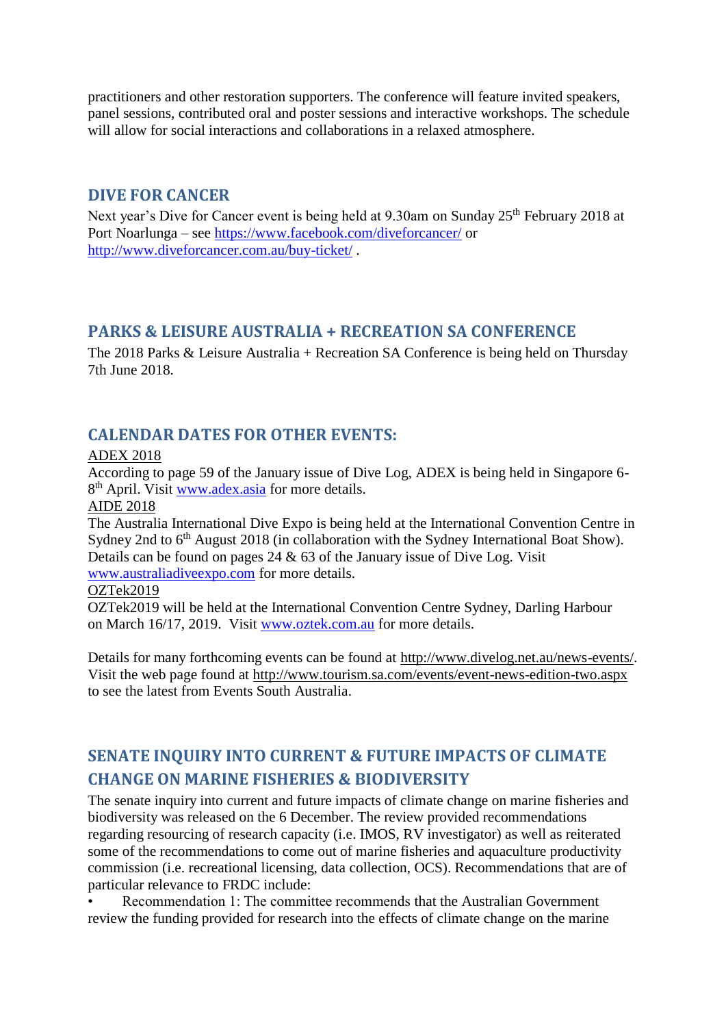practitioners and other restoration supporters. The conference will feature invited speakers, panel sessions, contributed oral and poster sessions and interactive workshops. The schedule will allow for social interactions and collaborations in a relaxed atmosphere.

## DIVE FOR CANCER

Next year's Dive for Cancer event is being held at 9.30am on Sunday 25th February 2018 at Port Noarlunga – see https://www.facebook.com/diveforcancer/ or http://www.diveforcancer.com.au/buy-ticket/ .

## PARKS & LEISURE AUSTRALIA + RECREATION SA CONFERENCE

The 2018 Parks & Leisure Australia + Recreation SA Conference is being held on Thursday 7th June 2018.

## CALENDAR DATES FOR OTHER EVENTS:

ADEX 2018

According to page 59 of the January issue of Dive Log, ADEX is being held in Singapore 6-8th April. Visit www.adex.asia for more details.

AIDE 2018

The Australia International Dive Expo is being held at the International Convention Centre in Sydney 2nd to 6th August 2018 (in collaboration with the Sydney International Boat Show). Details can be found on pages 24 & 63 of the January issue of Dive Log. Visit www.australiadiveexpo.com for more details.

OZTek2019

OZTek2019 will be held at the International Convention Centre Sydney, Darling Harbour on March 16/17, 2019. Visit www.oztek.com.au for more details.

Details for many forthcoming events can be found at http://www.divelog.net.au/news-events/. Visit the web page found at http://www.tourism.sa.com/events/event-news-edition-two.aspx to see the latest from Events South Australia.

## SENATE INQUIRY INTO CURRENT & FUTURE IMPACTS OF CLIMATE CHANGE ON MARINE FISHERIES & BIODIVERSITY

The senate inquiry into current and future impacts of climate change on marine fisheries and biodiversity was released on the 6 December. The review provided recommendations regarding resourcing of research capacity (i.e. IMOS, RV investigator) as well as reiterated some of the recommendations to come out of marine fisheries and aquaculture productivity commission (i.e. recreational licensing, data collection, OCS). Recommendations that are of particular relevance to FRDC include:

- Recommendation 1: The committee recommends that the Australian Government review the funding provided for research into the effects of climate change on the marine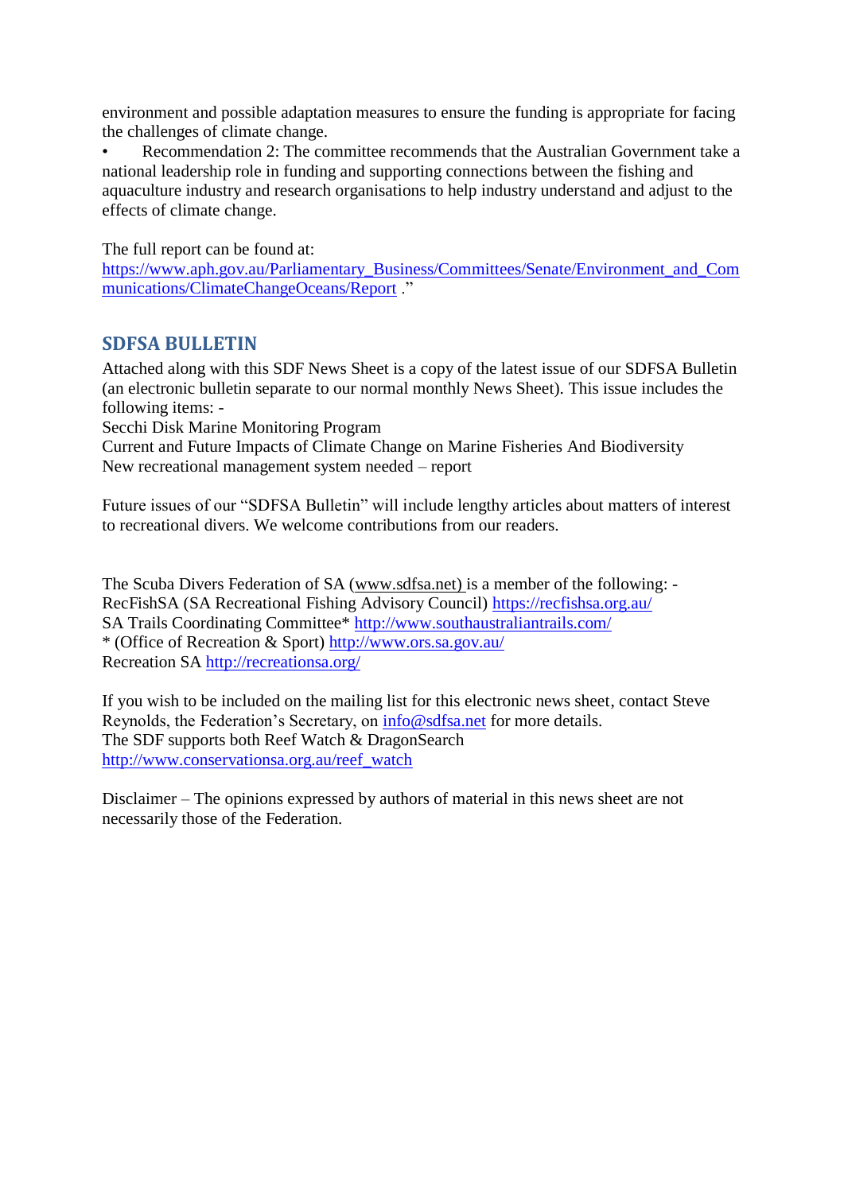environment and possible adaptation measures to ensure the funding is appropriate for facing the challenges of climate change.

- Recommendation 2: The committee recommends that the Australian Government take a national leadership role in funding and supporting connections between the fishing and aquaculture industry and research organisations to help industry understand and adjust to the effects of climate change.

The full report can be found at:
https://www.aph.gov.au/Parliamentary_Business/Committees/Senate/Environment_and_Communications/ClimateChangeOceans/Report ."

## SDFSA BULLETIN

Attached along with this SDF News Sheet is a copy of the latest issue of our SDFSA Bulletin (an electronic bulletin separate to our normal monthly News Sheet). This issue includes the following items: -
Secchi Disk Marine Monitoring Program
Current and Future Impacts of Climate Change on Marine Fisheries And Biodiversity
New recreational management system needed – report

Future issues of our "SDFSA Bulletin" will include lengthy articles about matters of interest to recreational divers. We welcome contributions from our readers.

The Scuba Divers Federation of SA (www.sdfsa.net) is a member of the following: -
RecFishSA (SA Recreational Fishing Advisory Council) https://recfishsa.org.au/
SA Trails Coordinating Committee* http://www.southaustraliantrails.com/
* (Office of Recreation & Sport) http://www.ors.sa.gov.au/
Recreation SA http://recreationsa.org/

If you wish to be included on the mailing list for this electronic news sheet, contact Steve Reynolds, the Federation's Secretary, on info@sdfsa.net for more details.
The SDF supports both Reef Watch & DragonSearch
http://www.conservationsa.org.au/reef_watch

Disclaimer – The opinions expressed by authors of material in this news sheet are not necessarily those of the Federation.